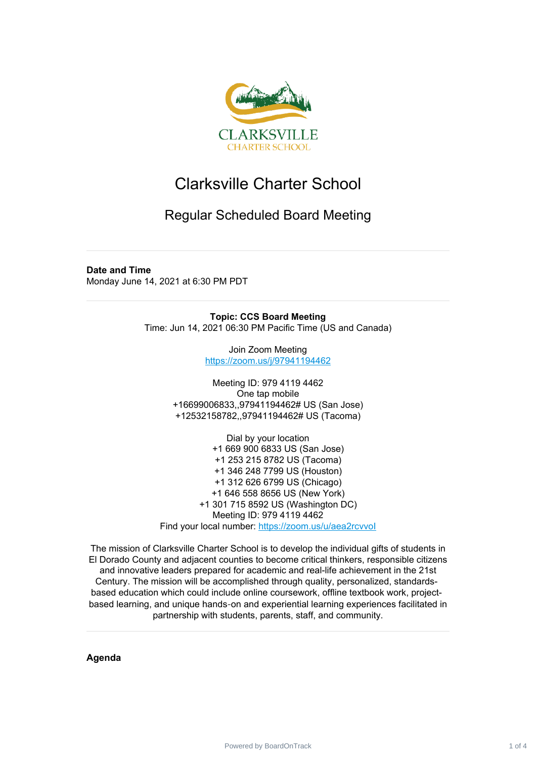# Clarksville Charter School

## Regular Scheduled Board Meeting

**Date and Time**
Monday June 14, 2021 at 6:30 PM PDT

**Topic: CCS Board Meeting**
Time: Jun 14, 2021 06:30 PM Pacific Time (US and Canada)

Join Zoom Meeting
https://zoom.us/j/97941194462

Meeting ID: 979 4119 4462
One tap mobile
+16699006833,,97941194462# US (San Jose)
+12532158782,,97941194462# US (Tacoma)

Dial by your location
+1 669 900 6833 US (San Jose)
+1 253 215 8782 US (Tacoma)
+1 346 248 7799 US (Houston)
+1 312 626 6799 US (Chicago)
+1 646 558 8656 US (New York)
+1 301 715 8592 US (Washington DC)
Meeting ID: 979 4119 4462
Find your local number: https://zoom.us/u/aea2rcvvol

The mission of Clarksville Charter School is to develop the individual gifts of students in El Dorado County and adjacent counties to become critical thinkers, responsible citizens and innovative leaders prepared for academic and real-life achievement in the 21st Century. The mission will be accomplished through quality, personalized, standards-based education which could include online coursework, offline textbook work, project-based learning, and unique hands-on and experiential learning experiences facilitated in partnership with students, parents, staff, and community.

**Agenda**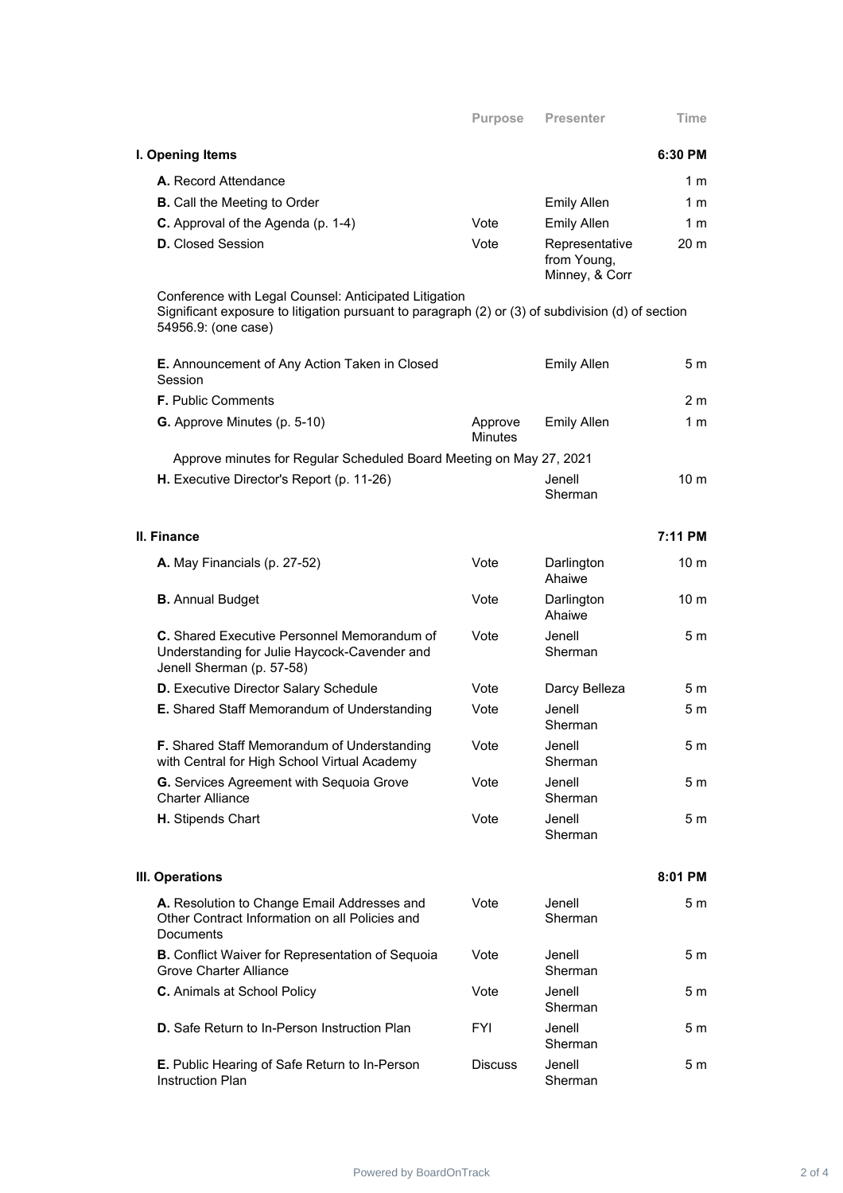| | Purpose | Presenter | Time |
|---|---|---|---|
| **I. Opening Items** | | | **6:30 PM** |
| **A.** Record Attendance | | | 1 m |
| **B.** Call the Meeting to Order | | Emily Allen | 1 m |
| **C.** Approval of the Agenda (p. 1-4) | Vote | Emily Allen | 1 m |
| **D.** Closed Session | Vote | Representative from Young, Minney, & Corr | 20 m |

Conference with Legal Counsel: Anticipated Litigation
Significant exposure to litigation pursuant to paragraph (2) or (3) of subdivision (d) of section 54956.9: (one case)

| | Purpose | Presenter | Time |
|---|---|---|---|
| **E.** Announcement of Any Action Taken in Closed Session | | Emily Allen | 5 m |
| **F.** Public Comments | | | 2 m |
| **G.** Approve Minutes (p. 5-10) | Approve Minutes | Emily Allen | 1 m |

Approve minutes for Regular Scheduled Board Meeting on May 27, 2021

| | Purpose | Presenter | Time |
|---|---|---|---|
| **H.** Executive Director's Report (p. 11-26) | | Jenell Sherman | 10 m |
| **II. Finance** | | | **7:11 PM** |
| **A.** May Financials (p. 27-52) | Vote | Darlington Ahaiwe | 10 m |
| **B.** Annual Budget | Vote | Darlington Ahaiwe | 10 m |
| **C.** Shared Executive Personnel Memorandum of Understanding for Julie Haycock-Cavender and Jenell Sherman (p. 57-58) | Vote | Jenell Sherman | 5 m |
| **D.** Executive Director Salary Schedule | Vote | Darcy Belleza | 5 m |
| **E.** Shared Staff Memorandum of Understanding | Vote | Jenell Sherman | 5 m |
| **F.** Shared Staff Memorandum of Understanding with Central for High School Virtual Academy | Vote | Jenell Sherman | 5 m |
| **G.** Services Agreement with Sequoia Grove Charter Alliance | Vote | Jenell Sherman | 5 m |
| **H.** Stipends Chart | Vote | Jenell Sherman | 5 m |
| **III. Operations** | | | **8:01 PM** |
| **A.** Resolution to Change Email Addresses and Other Contract Information on all Policies and Documents | Vote | Jenell Sherman | 5 m |
| **B.** Conflict Waiver for Representation of Sequoia Grove Charter Alliance | Vote | Jenell Sherman | 5 m |
| **C.** Animals at School Policy | Vote | Jenell Sherman | 5 m |
| **D.** Safe Return to In-Person Instruction Plan | FYI | Jenell Sherman | 5 m |
| **E.** Public Hearing of Safe Return to In-Person Instruction Plan | Discuss | Jenell Sherman | 5 m |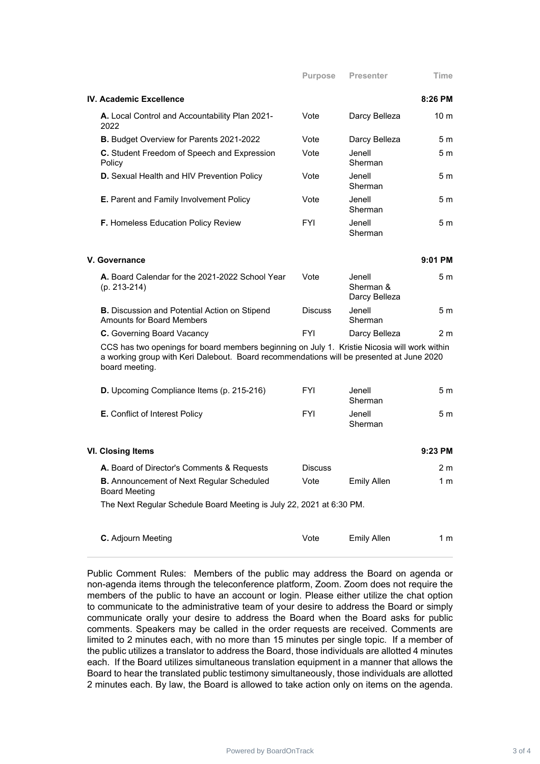| | Purpose | Presenter | Time |
|---|---|---|---|
| **IV. Academic Excellence** | | | **8:26 PM** |
| **A.** Local Control and Accountability Plan 2021-2022 | Vote | Darcy Belleza | 10 m |
| **B.** Budget Overview for Parents 2021-2022 | Vote | Darcy Belleza | 5 m |
| **C.** Student Freedom of Speech and Expression Policy | Vote | Jenell Sherman | 5 m |
| **D.** Sexual Health and HIV Prevention Policy | Vote | Jenell Sherman | 5 m |
| **E.** Parent and Family Involvement Policy | Vote | Jenell Sherman | 5 m |
| **F.** Homeless Education Policy Review | FYI | Jenell Sherman | 5 m |
| **V. Governance** | | | **9:01 PM** |
| **A.** Board Calendar for the 2021-2022 School Year (p. 213-214) | Vote | Jenell Sherman & Darcy Belleza | 5 m |
| **B.** Discussion and Potential Action on Stipend Amounts for Board Members | Discuss | Jenell Sherman | 5 m |
| **C.** Governing Board Vacancy | FYI | Darcy Belleza | 2 m |

CCS has two openings for board members beginning on July 1. Kristie Nicosia will work within a working group with Keri Dalebout. Board recommendations will be presented at June 2020 board meeting.

| | Purpose | Presenter | Time |
|---|---|---|---|
| **D.** Upcoming Compliance Items (p. 215-216) | FYI | Jenell Sherman | 5 m |
| **E.** Conflict of Interest Policy | FYI | Jenell Sherman | 5 m |
| **VI. Closing Items** | | | **9:23 PM** |
| **A.** Board of Director's Comments & Requests | Discuss | | 2 m |
| **B.** Announcement of Next Regular Scheduled Board Meeting | Vote | Emily Allen | 1 m |

The Next Regular Schedule Board Meeting is July 22, 2021 at 6:30 PM.

| | Purpose | Presenter | Time |
|---|---|---|---|
| **C.** Adjourn Meeting | Vote | Emily Allen | 1 m |

Public Comment Rules: Members of the public may address the Board on agenda or non-agenda items through the teleconference platform, Zoom. Zoom does not require the members of the public to have an account or login. Please either utilize the chat option to communicate to the administrative team of your desire to address the Board or simply communicate orally your desire to address the Board when the Board asks for public comments. Speakers may be called in the order requests are received. Comments are limited to 2 minutes each, with no more than 15 minutes per single topic. If a member of the public utilizes a translator to address the Board, those individuals are allotted 4 minutes each. If the Board utilizes simultaneous translation equipment in a manner that allows the Board to hear the translated public testimony simultaneously, those individuals are allotted 2 minutes each. By law, the Board is allowed to take action only on items on the agenda.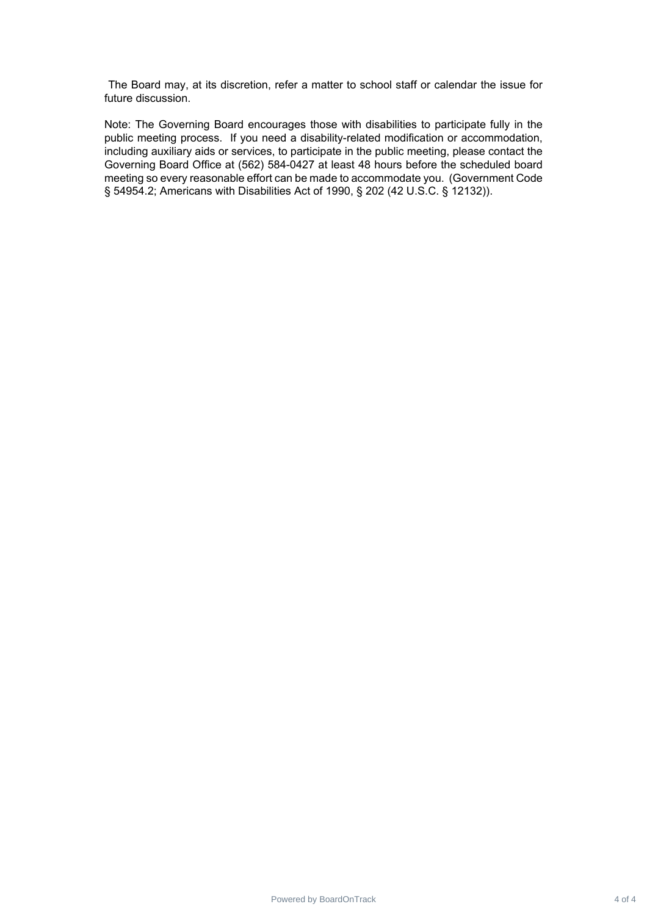The Board may, at its discretion, refer a matter to school staff or calendar the issue for future discussion.

Note: The Governing Board encourages those with disabilities to participate fully in the public meeting process. If you need a disability-related modification or accommodation, including auxiliary aids or services, to participate in the public meeting, please contact the Governing Board Office at (562) 584-0427 at least 48 hours before the scheduled board meeting so every reasonable effort can be made to accommodate you. (Government Code § 54954.2; Americans with Disabilities Act of 1990, § 202 (42 U.S.C. § 12132)).